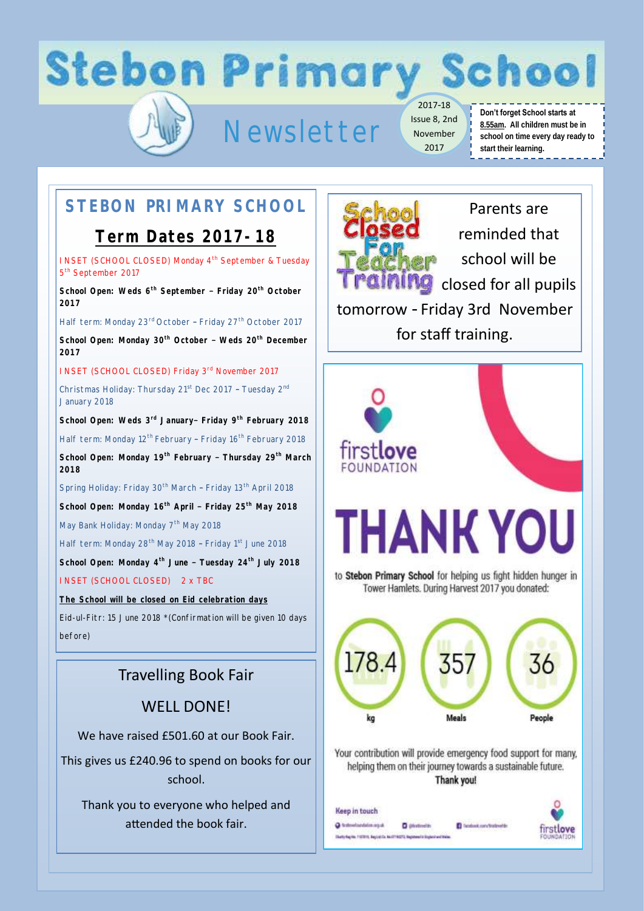# Stebon Primary School

## Newsletter

2017-18 Issue 8, 2nd November 2017

**Don't forget School starts at 8.55am. All children must be in school on time every day ready to start their learning.**

## STEBON PRIMARY SCHOOL

### Term Dates 2017-18

INSET (SCHOOL CLOSED) Monday 4th September & Tuesday 5th September 2017

**School Open: Weds 6th September – Friday 20th October 2017**

Half term: Monday 23rd October – Friday 27th October 2017

**School Open: Monday 30th October – Weds 20th December 2017**

INSET (SCHOOL CLOSED) Friday 3rd November 2017

Christmas Holiday: Thursday 21st Dec 2017 – Tuesday 2nd January 2018

**School Open: Weds 3rd January– Friday 9th February 2018**

Half term: Monday 12th February – Friday 16th February 2018

**School Open: Monday 19th February – Thursday 29th March 2018**

Spring Holiday: Friday 30th March – Friday 13th April 2018

**School Open: Monday 16th April – Friday 25th May 2018**

May Bank Holiday: Monday 7th May 2018

Half term: Monday 28th May 2018 – Friday 1st June 2018

**School Open: Monday 4th June – Tuesday 24th July 2018**

INSET (SCHOOL CLOSED) 2 x TBC

**The School will be closed on Eid celebration days**

Eid-ul-Fitr: 15 June 2018 *(Confirmation will be given 10 days before)

### Travelling Book Fair

WELL DONE!

We have raised £501.60 at our Book Fair.

This gives us £240.96 to spend on books for our school.

Thank you to everyone who helped and attended the book fair.

### School Closed For Teacher Training

Parents are reminded that school will be closed for all pupils tomorrow - Friday 3rd November for staff training.

### firstlove FOUNDATION

# THANK YOU

to **Stebon Primary School** for helping us fight hidden hunger in Tower Hamlets. During Harvest 2017 you donated:

| 178.4 | 357 | 36 |
| --- | --- | --- |
| kg | Meals | People |

Your contribution will provide emergency food support for many, helping them on their journey towards a sustainable future.

**Thank you!**

Keep in touch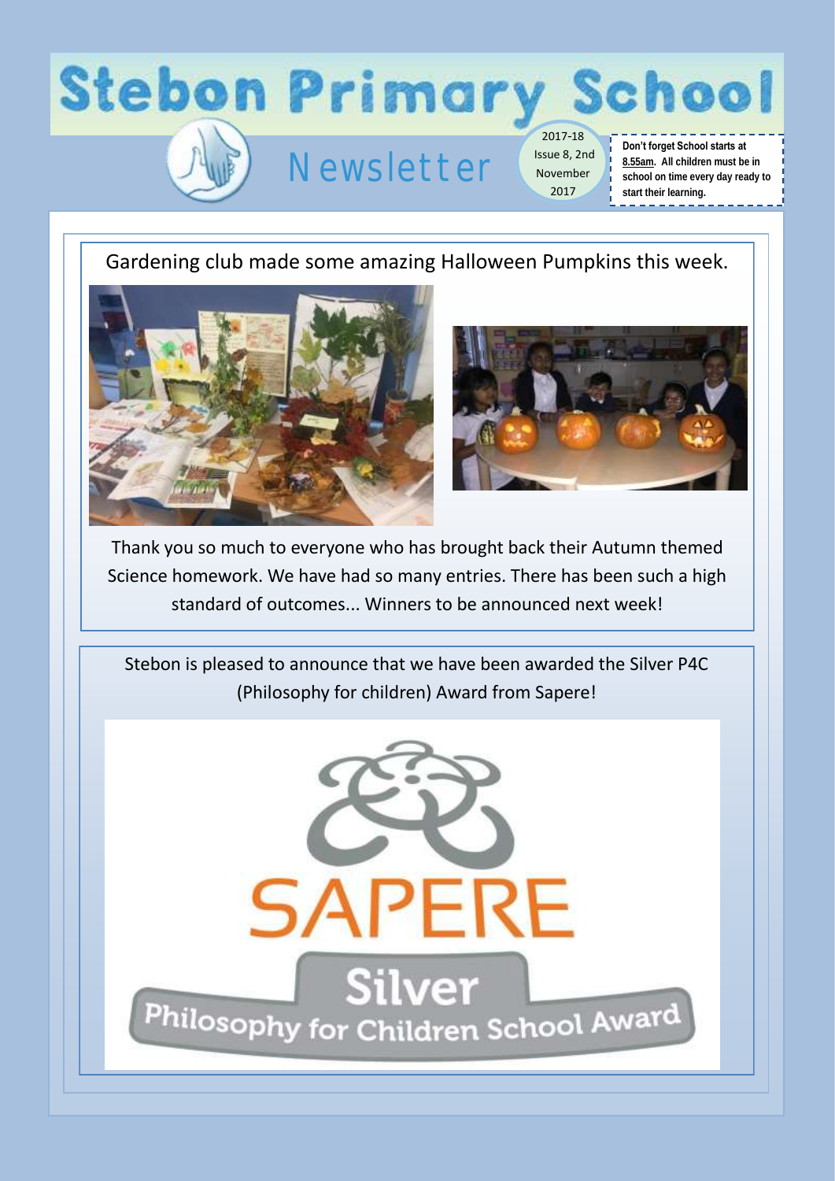# Stebon Primary School

## Newsletter

2017-18 Issue 8, 2nd November 2017

**Don't forget School starts at 8.55am. All children must be in school on time every day ready to start their learning.**

Gardening club made some amazing Halloween Pumpkins this week.

Thank you so much to everyone who has brought back their Autumn themed Science homework. We have had so many entries. There has been such a high standard of outcomes... Winners to be announced next week!

Stebon is pleased to announce that we have been awarded the Silver P4C (Philosophy for children) Award from Sapere!

SAPERE

Silver

Philosophy for Children School Award